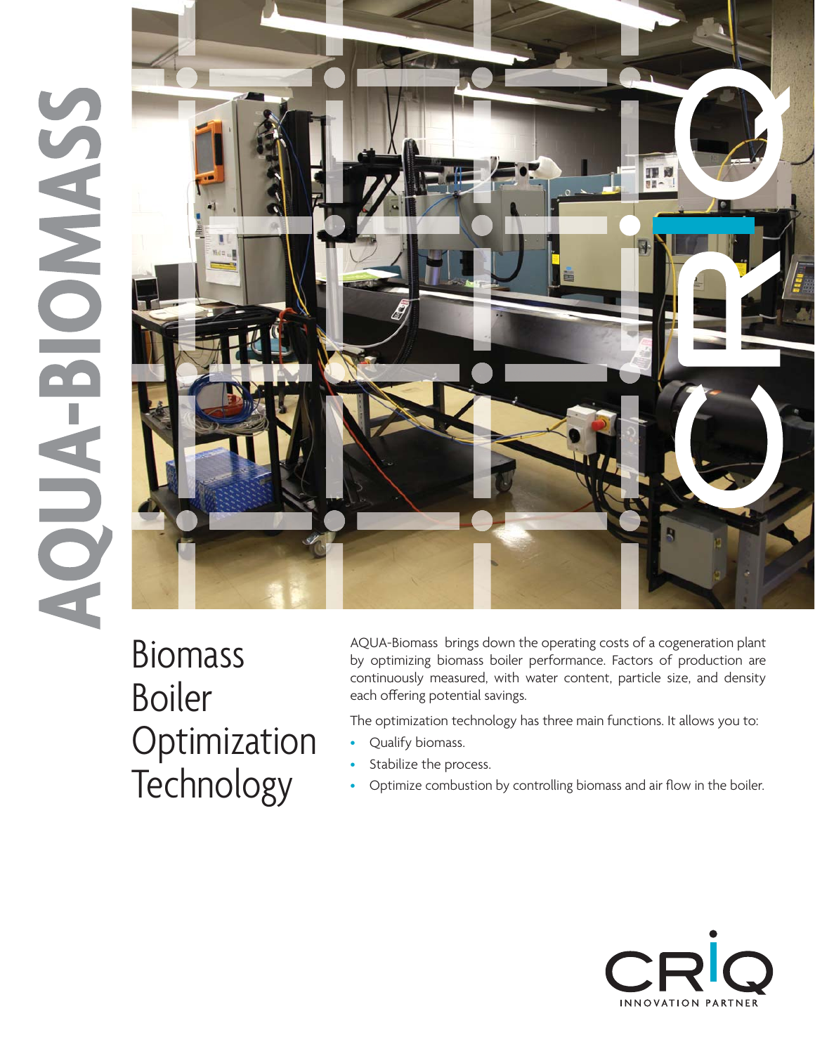# AQUA-BIOMASS

## Biomass Boiler Optimization Technology

AQUA-Biomass brings down the operating costs of a cogeneration plant by optimizing biomass boiler performance. Factors of production are continuously measured, with water content, particle size, and density each offering potential savings.

The optimization technology has three main functions. It allows you to:

- Qualify biomass.
- Stabilize the process.
- Optimize combustion by controlling biomass and air flow in the boiler.

CRIQ
INNOVATION PARTNER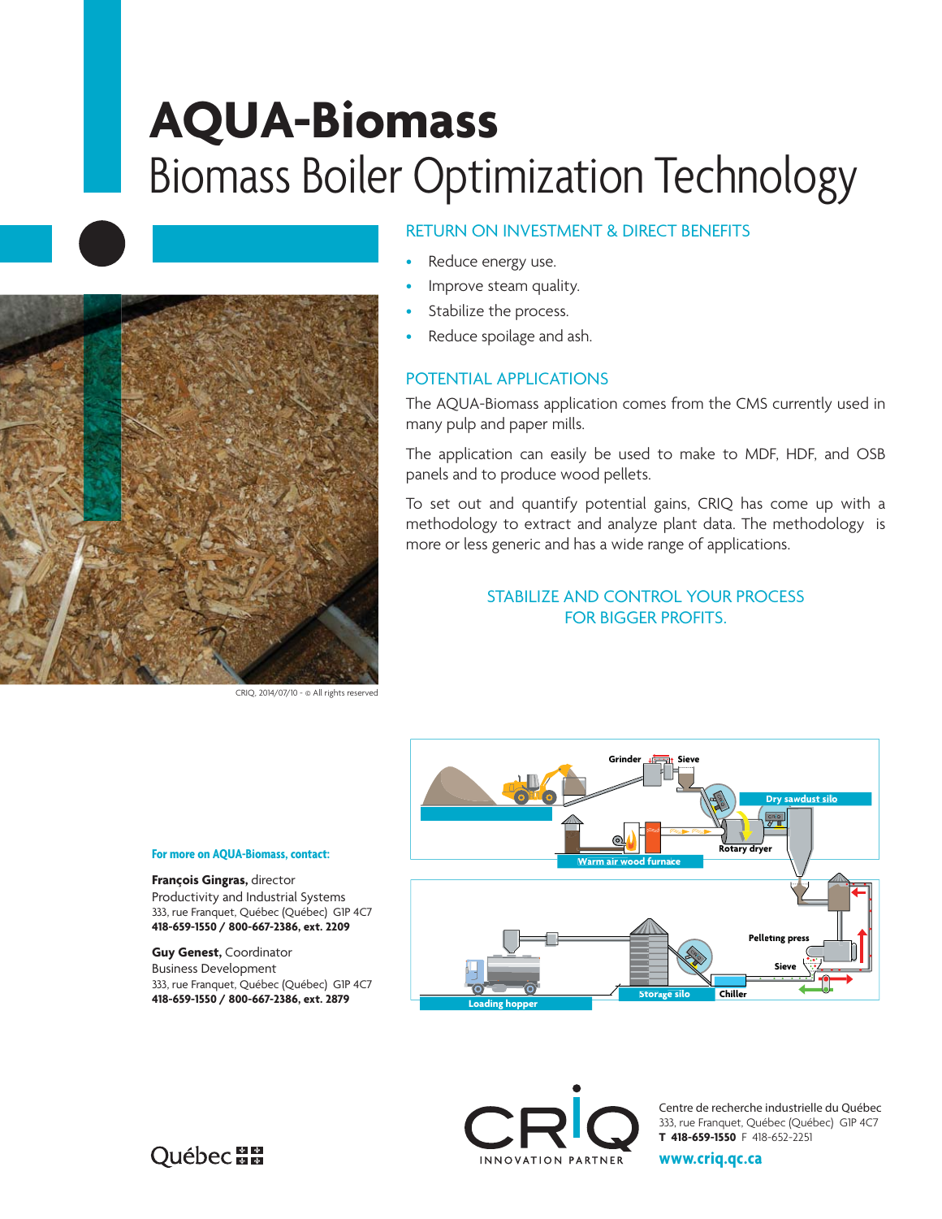# AQUA-Biomass

## Biomass Boiler Optimization Technology

CRIQ, 2014/07/10 - © All rights reserved

### RETURN ON INVESTMENT & DIRECT BENEFITS

- Reduce energy use.
- Improve steam quality.
- Stabilize the process.
- Reduce spoilage and ash.

### POTENTIAL APPLICATIONS

The AQUA-Biomass application comes from the CMS currently used in many pulp and paper mills.

The application can easily be used to make to MDF, HDF, and OSB panels and to produce wood pellets.

To set out and quantify potential gains, CRIQ has come up with a methodology to extract and analyze plant data. The methodology is more or less generic and has a wide range of applications.

### STABILIZE AND CONTROL YOUR PROCESS FOR BIGGER PROFITS.

Grinder
Sieve
Dry sawdust silo
Rotary dryer
Warm air wood furnace
Pelleting press
Sieve
Chiller
Storage silo
Loading hopper

**For more on AQUA-Biomass, contact:**

**François Gingras,** director
Productivity and Industrial Systems
333, rue Franquet, Québec (Québec) G1P 4C7
**418-659-1550 / 800-667-2386, ext. 2209**

**Guy Genest,** Coordinator
Business Development
333, rue Franquet, Québec (Québec) G1P 4C7
**418-659-1550 / 800-667-2386, ext. 2879**

Québec

CRIQ
INNOVATION PARTNER

Centre de recherche industrielle du Québec
333, rue Franquet, Québec (Québec) G1P 4C7
**T 418-659-1550** F 418-652-2251
**www.criq.qc.ca**